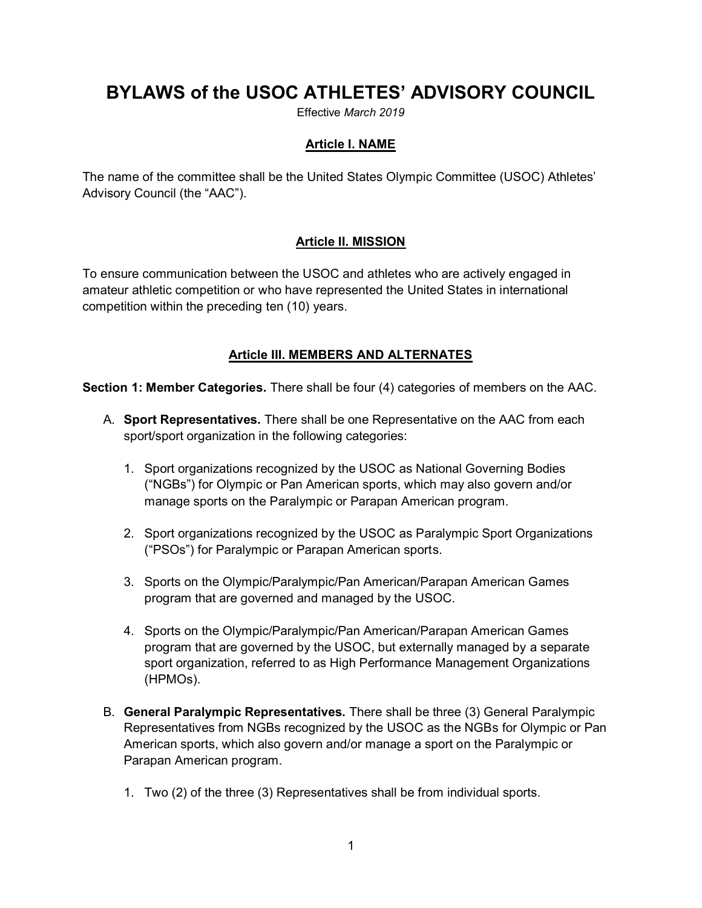# BYLAWS of the USOC ATHLETES' ADVISORY COUNCIL

Effective *March 2019*

## Article I. NAME

The name of the committee shall be the United States Olympic Committee (USOC) Athletes' Advisory Council (the "AAC").

## Article II. MISSION

To ensure communication between the USOC and athletes who are actively engaged in amateur athletic competition or who have represented the United States in international competition within the preceding ten (10) years.

## Article III. MEMBERS AND ALTERNATES

**Section 1: Member Categories.** There shall be four (4) categories of members on the AAC.

A. **Sport Representatives.** There shall be one Representative on the AAC from each sport/sport organization in the following categories:

1. Sport organizations recognized by the USOC as National Governing Bodies ("NGBs") for Olympic or Pan American sports, which may also govern and/or manage sports on the Paralympic or Parapan American program.

2. Sport organizations recognized by the USOC as Paralympic Sport Organizations ("PSOs") for Paralympic or Parapan American sports.

3. Sports on the Olympic/Paralympic/Pan American/Parapan American Games program that are governed and managed by the USOC.

4. Sports on the Olympic/Paralympic/Pan American/Parapan American Games program that are governed by the USOC, but externally managed by a separate sport organization, referred to as High Performance Management Organizations (HPMOs).

B. **General Paralympic Representatives.** There shall be three (3) General Paralympic Representatives from NGBs recognized by the USOC as the NGBs for Olympic or Pan American sports, which also govern and/or manage a sport on the Paralympic or Parapan American program.

1. Two (2) of the three (3) Representatives shall be from individual sports.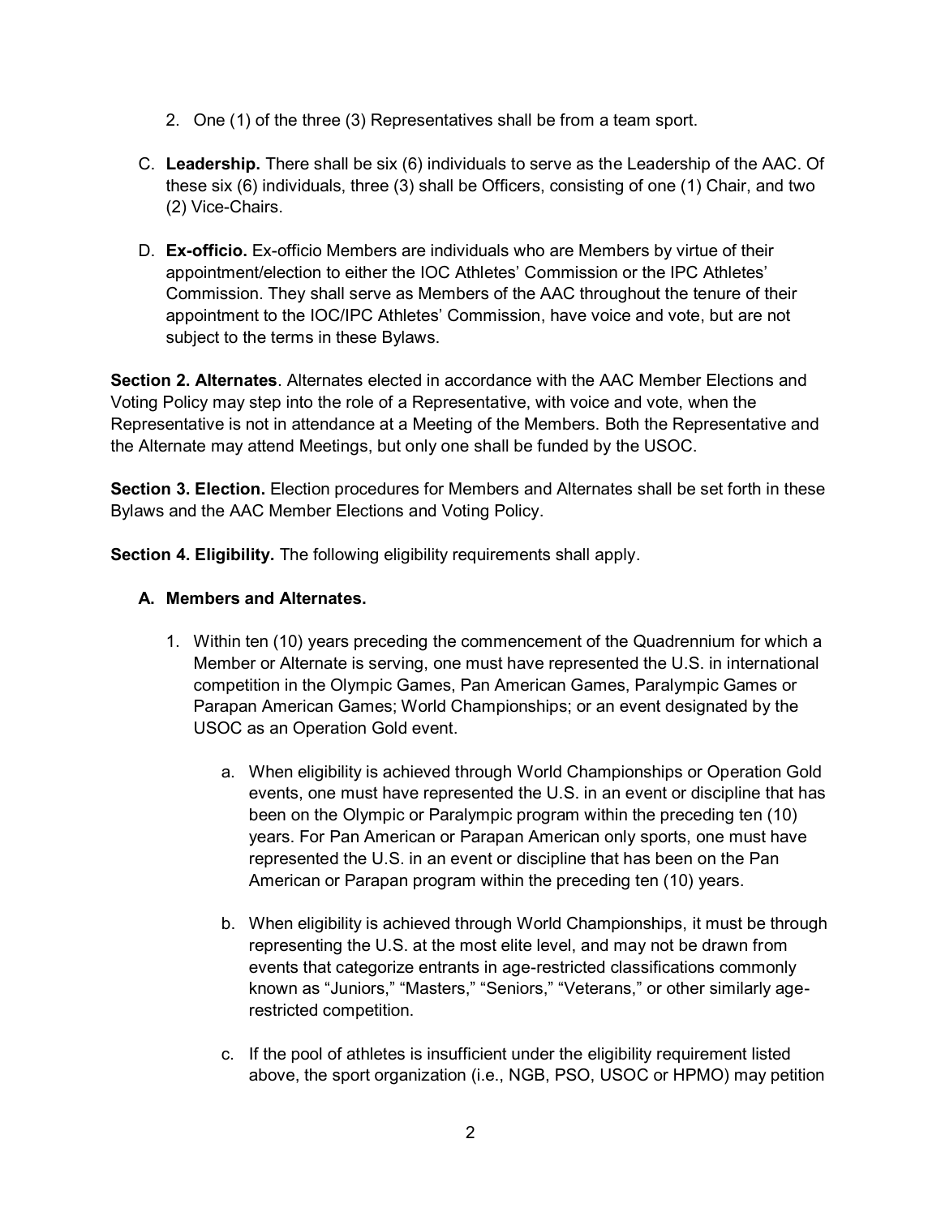2. One (1) of the three (3) Representatives shall be from a team sport.

C. **Leadership.** There shall be six (6) individuals to serve as the Leadership of the AAC. Of these six (6) individuals, three (3) shall be Officers, consisting of one (1) Chair, and two (2) Vice-Chairs.

D. **Ex-officio.** Ex-officio Members are individuals who are Members by virtue of their appointment/election to either the IOC Athletes' Commission or the IPC Athletes' Commission. They shall serve as Members of the AAC throughout the tenure of their appointment to the IOC/IPC Athletes' Commission, have voice and vote, but are not subject to the terms in these Bylaws.

**Section 2. Alternates**. Alternates elected in accordance with the AAC Member Elections and Voting Policy may step into the role of a Representative, with voice and vote, when the Representative is not in attendance at a Meeting of the Members. Both the Representative and the Alternate may attend Meetings, but only one shall be funded by the USOC.

**Section 3. Election.** Election procedures for Members and Alternates shall be set forth in these Bylaws and the AAC Member Elections and Voting Policy.

**Section 4. Eligibility.** The following eligibility requirements shall apply.

**A. Members and Alternates.**

1. Within ten (10) years preceding the commencement of the Quadrennium for which a Member or Alternate is serving, one must have represented the U.S. in international competition in the Olympic Games, Pan American Games, Paralympic Games or Parapan American Games; World Championships; or an event designated by the USOC as an Operation Gold event.

   a. When eligibility is achieved through World Championships or Operation Gold events, one must have represented the U.S. in an event or discipline that has been on the Olympic or Paralympic program within the preceding ten (10) years. For Pan American or Parapan American only sports, one must have represented the U.S. in an event or discipline that has been on the Pan American or Parapan program within the preceding ten (10) years.

   b. When eligibility is achieved through World Championships, it must be through representing the U.S. at the most elite level, and may not be drawn from events that categorize entrants in age-restricted classifications commonly known as "Juniors," "Masters," "Seniors," "Veterans," or other similarly age-restricted competition.

   c. If the pool of athletes is insufficient under the eligibility requirement listed above, the sport organization (i.e., NGB, PSO, USOC or HPMO) may petition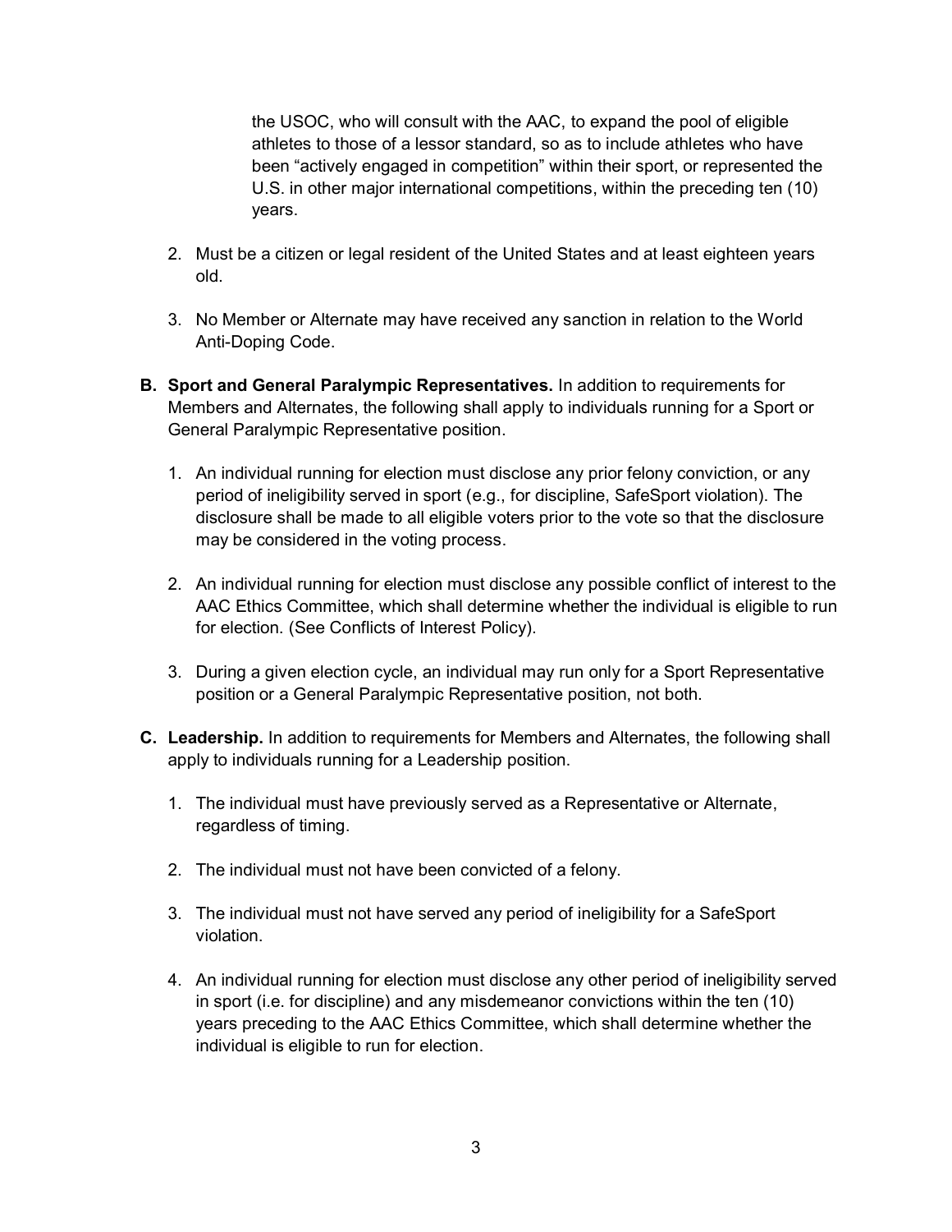the USOC, who will consult with the AAC, to expand the pool of eligible athletes to those of a lessor standard, so as to include athletes who have been "actively engaged in competition" within their sport, or represented the U.S. in other major international competitions, within the preceding ten (10) years.

2. Must be a citizen or legal resident of the United States and at least eighteen years old.

3. No Member or Alternate may have received any sanction in relation to the World Anti-Doping Code.

**B. Sport and General Paralympic Representatives.** In addition to requirements for Members and Alternates, the following shall apply to individuals running for a Sport or General Paralympic Representative position.

1. An individual running for election must disclose any prior felony conviction, or any period of ineligibility served in sport (e.g., for discipline, SafeSport violation). The disclosure shall be made to all eligible voters prior to the vote so that the disclosure may be considered in the voting process.

2. An individual running for election must disclose any possible conflict of interest to the AAC Ethics Committee, which shall determine whether the individual is eligible to run for election. (See Conflicts of Interest Policy).

3. During a given election cycle, an individual may run only for a Sport Representative position or a General Paralympic Representative position, not both.

**C. Leadership.** In addition to requirements for Members and Alternates, the following shall apply to individuals running for a Leadership position.

1. The individual must have previously served as a Representative or Alternate, regardless of timing.

2. The individual must not have been convicted of a felony.

3. The individual must not have served any period of ineligibility for a SafeSport violation.

4. An individual running for election must disclose any other period of ineligibility served in sport (i.e. for discipline) and any misdemeanor convictions within the ten (10) years preceding to the AAC Ethics Committee, which shall determine whether the individual is eligible to run for election.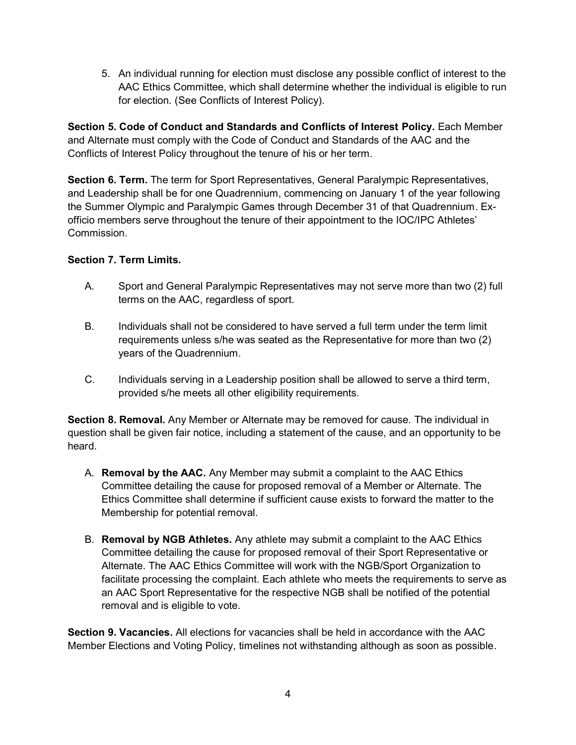5. An individual running for election must disclose any possible conflict of interest to the AAC Ethics Committee, which shall determine whether the individual is eligible to run for election. (See Conflicts of Interest Policy).

**Section 5. Code of Conduct and Standards and Conflicts of Interest Policy.** Each Member and Alternate must comply with the Code of Conduct and Standards of the AAC and the Conflicts of Interest Policy throughout the tenure of his or her term.

**Section 6. Term.** The term for Sport Representatives, General Paralympic Representatives, and Leadership shall be for one Quadrennium, commencing on January 1 of the year following the Summer Olympic and Paralympic Games through December 31 of that Quadrennium. Ex-officio members serve throughout the tenure of their appointment to the IOC/IPC Athletes' Commission.

**Section 7. Term Limits.**

A. Sport and General Paralympic Representatives may not serve more than two (2) full terms on the AAC, regardless of sport.

B. Individuals shall not be considered to have served a full term under the term limit requirements unless s/he was seated as the Representative for more than two (2) years of the Quadrennium.

C. Individuals serving in a Leadership position shall be allowed to serve a third term, provided s/he meets all other eligibility requirements.

**Section 8. Removal.** Any Member or Alternate may be removed for cause. The individual in question shall be given fair notice, including a statement of the cause, and an opportunity to be heard.

A. **Removal by the AAC.** Any Member may submit a complaint to the AAC Ethics Committee detailing the cause for proposed removal of a Member or Alternate. The Ethics Committee shall determine if sufficient cause exists to forward the matter to the Membership for potential removal.

B. **Removal by NGB Athletes.** Any athlete may submit a complaint to the AAC Ethics Committee detailing the cause for proposed removal of their Sport Representative or Alternate. The AAC Ethics Committee will work with the NGB/Sport Organization to facilitate processing the complaint. Each athlete who meets the requirements to serve as an AAC Sport Representative for the respective NGB shall be notified of the potential removal and is eligible to vote.

**Section 9. Vacancies.** All elections for vacancies shall be held in accordance with the AAC Member Elections and Voting Policy, timelines not withstanding although as soon as possible.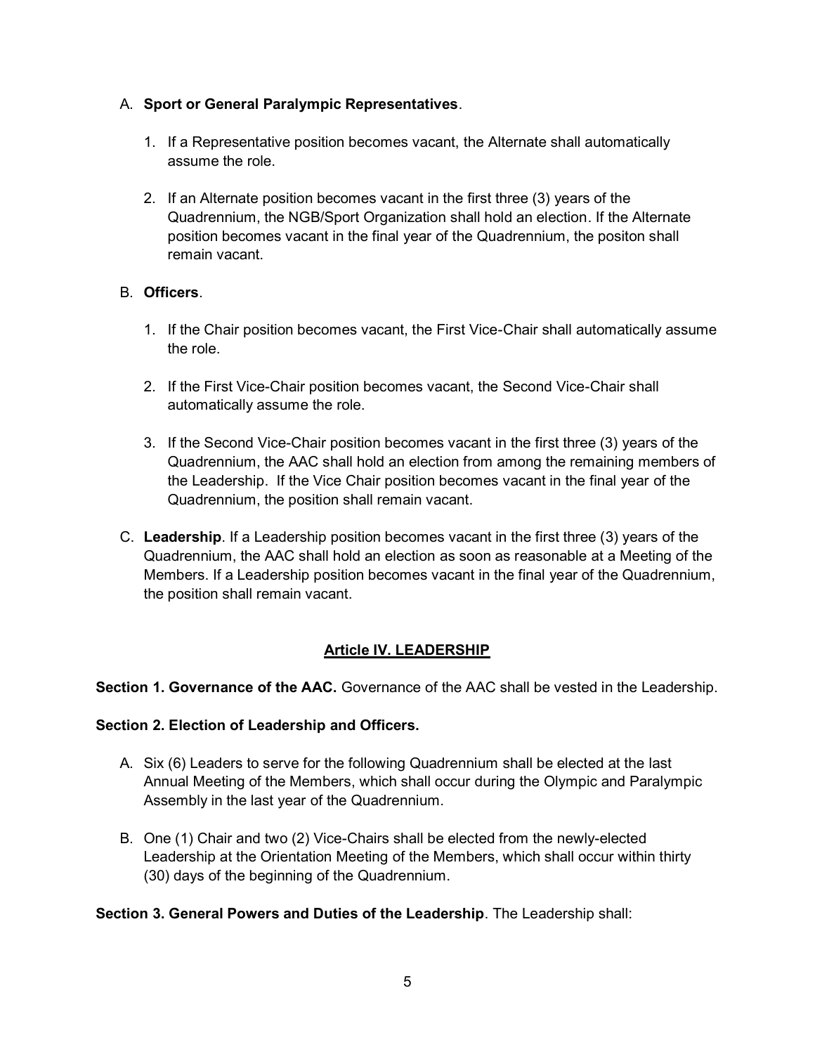A. **Sport or General Paralympic Representatives**.

   1. If a Representative position becomes vacant, the Alternate shall automatically assume the role.

   2. If an Alternate position becomes vacant in the first three (3) years of the Quadrennium, the NGB/Sport Organization shall hold an election. If the Alternate position becomes vacant in the final year of the Quadrennium, the positon shall remain vacant.

B. **Officers**.

   1. If the Chair position becomes vacant, the First Vice-Chair shall automatically assume the role.

   2. If the First Vice-Chair position becomes vacant, the Second Vice-Chair shall automatically assume the role.

   3. If the Second Vice-Chair position becomes vacant in the first three (3) years of the Quadrennium, the AAC shall hold an election from among the remaining members of the Leadership. If the Vice Chair position becomes vacant in the final year of the Quadrennium, the position shall remain vacant.

C. **Leadership**. If a Leadership position becomes vacant in the first three (3) years of the Quadrennium, the AAC shall hold an election as soon as reasonable at a Meeting of the Members. If a Leadership position becomes vacant in the final year of the Quadrennium, the position shall remain vacant.

## Article IV. LEADERSHIP

**Section 1. Governance of the AAC.** Governance of the AAC shall be vested in the Leadership.

**Section 2. Election of Leadership and Officers.**

A. Six (6) Leaders to serve for the following Quadrennium shall be elected at the last Annual Meeting of the Members, which shall occur during the Olympic and Paralympic Assembly in the last year of the Quadrennium.

B. One (1) Chair and two (2) Vice-Chairs shall be elected from the newly-elected Leadership at the Orientation Meeting of the Members, which shall occur within thirty (30) days of the beginning of the Quadrennium.

**Section 3. General Powers and Duties of the Leadership**. The Leadership shall: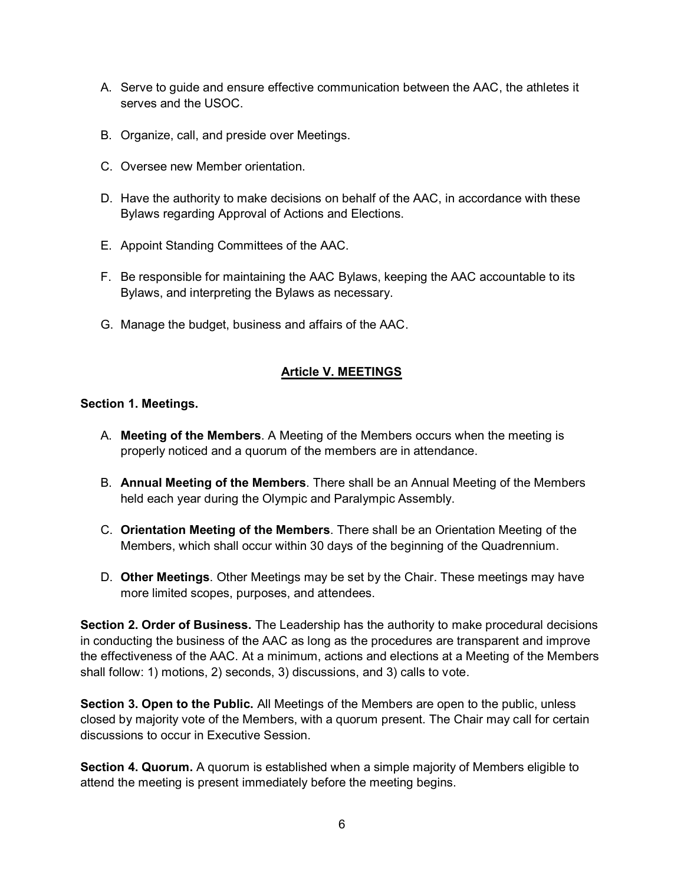A. Serve to guide and ensure effective communication between the AAC, the athletes it serves and the USOC.

B. Organize, call, and preside over Meetings.

C. Oversee new Member orientation.

D. Have the authority to make decisions on behalf of the AAC, in accordance with these Bylaws regarding Approval of Actions and Elections.

E. Appoint Standing Committees of the AAC.

F. Be responsible for maintaining the AAC Bylaws, keeping the AAC accountable to its Bylaws, and interpreting the Bylaws as necessary.

G. Manage the budget, business and affairs of the AAC.

## Article V. MEETINGS

**Section 1. Meetings.**

A. **Meeting of the Members**. A Meeting of the Members occurs when the meeting is properly noticed and a quorum of the members are in attendance.

B. **Annual Meeting of the Members**. There shall be an Annual Meeting of the Members held each year during the Olympic and Paralympic Assembly.

C. **Orientation Meeting of the Members**. There shall be an Orientation Meeting of the Members, which shall occur within 30 days of the beginning of the Quadrennium.

D. **Other Meetings**. Other Meetings may be set by the Chair. These meetings may have more limited scopes, purposes, and attendees.

**Section 2. Order of Business.** The Leadership has the authority to make procedural decisions in conducting the business of the AAC as long as the procedures are transparent and improve the effectiveness of the AAC. At a minimum, actions and elections at a Meeting of the Members shall follow: 1) motions, 2) seconds, 3) discussions, and 3) calls to vote.

**Section 3. Open to the Public.** All Meetings of the Members are open to the public, unless closed by majority vote of the Members, with a quorum present. The Chair may call for certain discussions to occur in Executive Session.

**Section 4. Quorum.** A quorum is established when a simple majority of Members eligible to attend the meeting is present immediately before the meeting begins.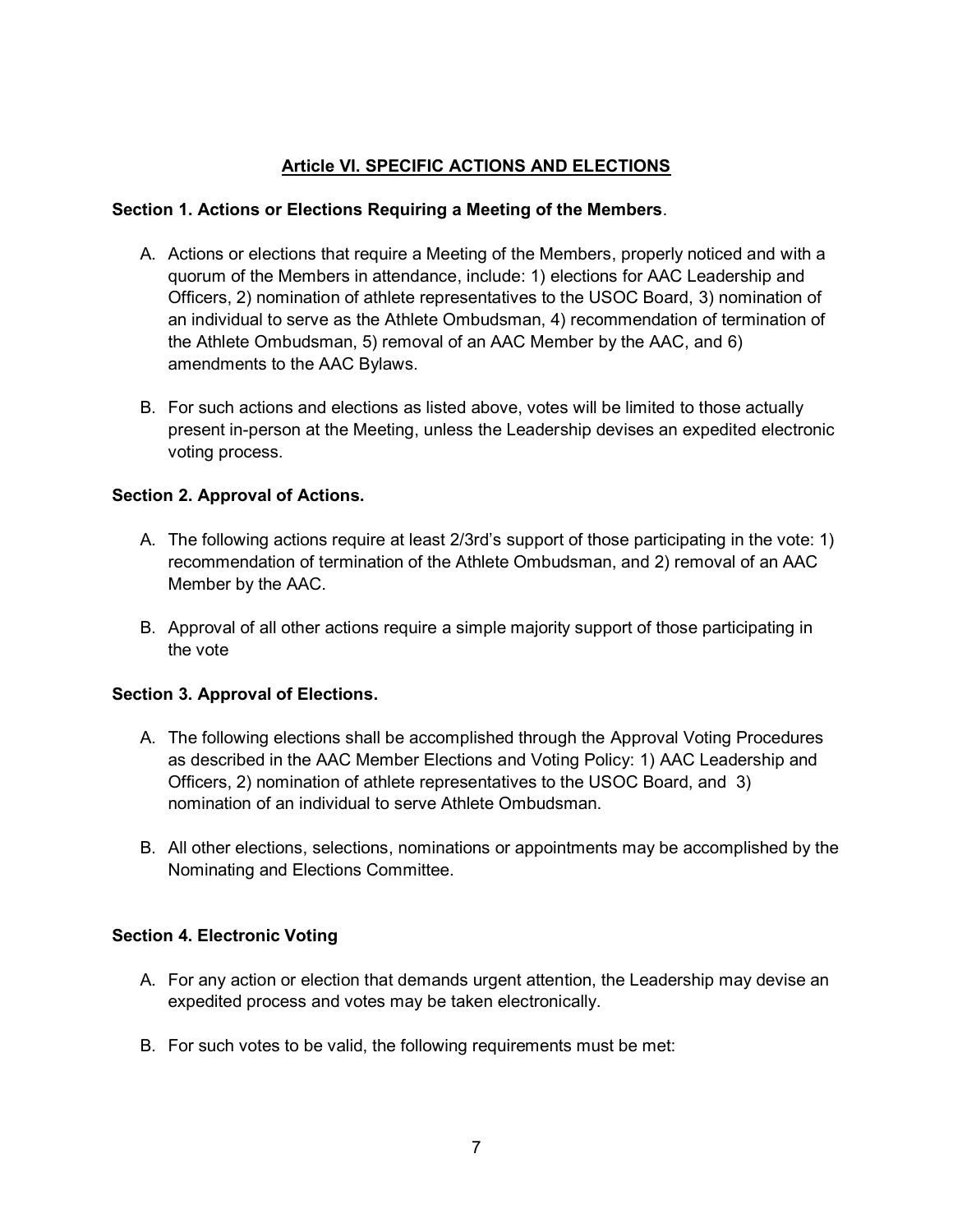## Article VI. SPECIFIC ACTIONS AND ELECTIONS

**Section 1. Actions or Elections Requiring a Meeting of the Members**.

A. Actions or elections that require a Meeting of the Members, properly noticed and with a quorum of the Members in attendance, include: 1) elections for AAC Leadership and Officers, 2) nomination of athlete representatives to the USOC Board, 3) nomination of an individual to serve as the Athlete Ombudsman, 4) recommendation of termination of the Athlete Ombudsman, 5) removal of an AAC Member by the AAC, and 6) amendments to the AAC Bylaws.

B. For such actions and elections as listed above, votes will be limited to those actually present in-person at the Meeting, unless the Leadership devises an expedited electronic voting process.

**Section 2. Approval of Actions.**

A. The following actions require at least 2/3rd's support of those participating in the vote: 1) recommendation of termination of the Athlete Ombudsman, and 2) removal of an AAC Member by the AAC.

B. Approval of all other actions require a simple majority support of those participating in the vote

**Section 3. Approval of Elections.**

A. The following elections shall be accomplished through the Approval Voting Procedures as described in the AAC Member Elections and Voting Policy: 1) AAC Leadership and Officers, 2) nomination of athlete representatives to the USOC Board, and 3) nomination of an individual to serve Athlete Ombudsman.

B. All other elections, selections, nominations or appointments may be accomplished by the Nominating and Elections Committee.

**Section 4. Electronic Voting**

A. For any action or election that demands urgent attention, the Leadership may devise an expedited process and votes may be taken electronically.

B. For such votes to be valid, the following requirements must be met: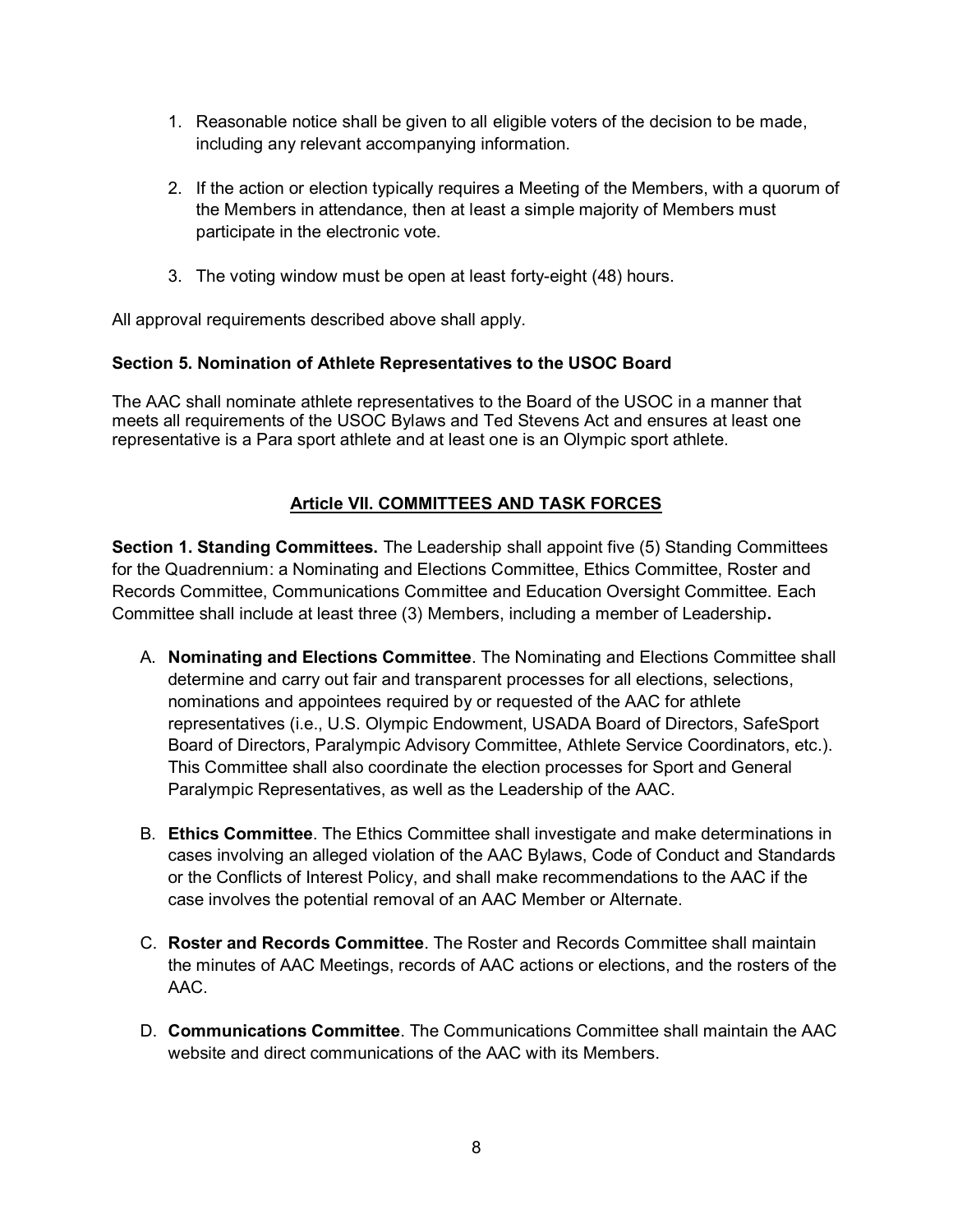1. Reasonable notice shall be given to all eligible voters of the decision to be made, including any relevant accompanying information.

2. If the action or election typically requires a Meeting of the Members, with a quorum of the Members in attendance, then at least a simple majority of Members must participate in the electronic vote.

3. The voting window must be open at least forty-eight (48) hours.

All approval requirements described above shall apply.

**Section 5. Nomination of Athlete Representatives to the USOC Board**

The AAC shall nominate athlete representatives to the Board of the USOC in a manner that meets all requirements of the USOC Bylaws and Ted Stevens Act and ensures at least one representative is a Para sport athlete and at least one is an Olympic sport athlete.

## Article VII. COMMITTEES AND TASK FORCES

**Section 1. Standing Committees.** The Leadership shall appoint five (5) Standing Committees for the Quadrennium: a Nominating and Elections Committee, Ethics Committee, Roster and Records Committee, Communications Committee and Education Oversight Committee. Each Committee shall include at least three (3) Members, including a member of Leadership**.**

A. **Nominating and Elections Committee**. The Nominating and Elections Committee shall determine and carry out fair and transparent processes for all elections, selections, nominations and appointees required by or requested of the AAC for athlete representatives (i.e., U.S. Olympic Endowment, USADA Board of Directors, SafeSport Board of Directors, Paralympic Advisory Committee, Athlete Service Coordinators, etc.). This Committee shall also coordinate the election processes for Sport and General Paralympic Representatives, as well as the Leadership of the AAC.

B. **Ethics Committee**. The Ethics Committee shall investigate and make determinations in cases involving an alleged violation of the AAC Bylaws, Code of Conduct and Standards or the Conflicts of Interest Policy, and shall make recommendations to the AAC if the case involves the potential removal of an AAC Member or Alternate.

C. **Roster and Records Committee**. The Roster and Records Committee shall maintain the minutes of AAC Meetings, records of AAC actions or elections, and the rosters of the AAC.

D. **Communications Committee**. The Communications Committee shall maintain the AAC website and direct communications of the AAC with its Members.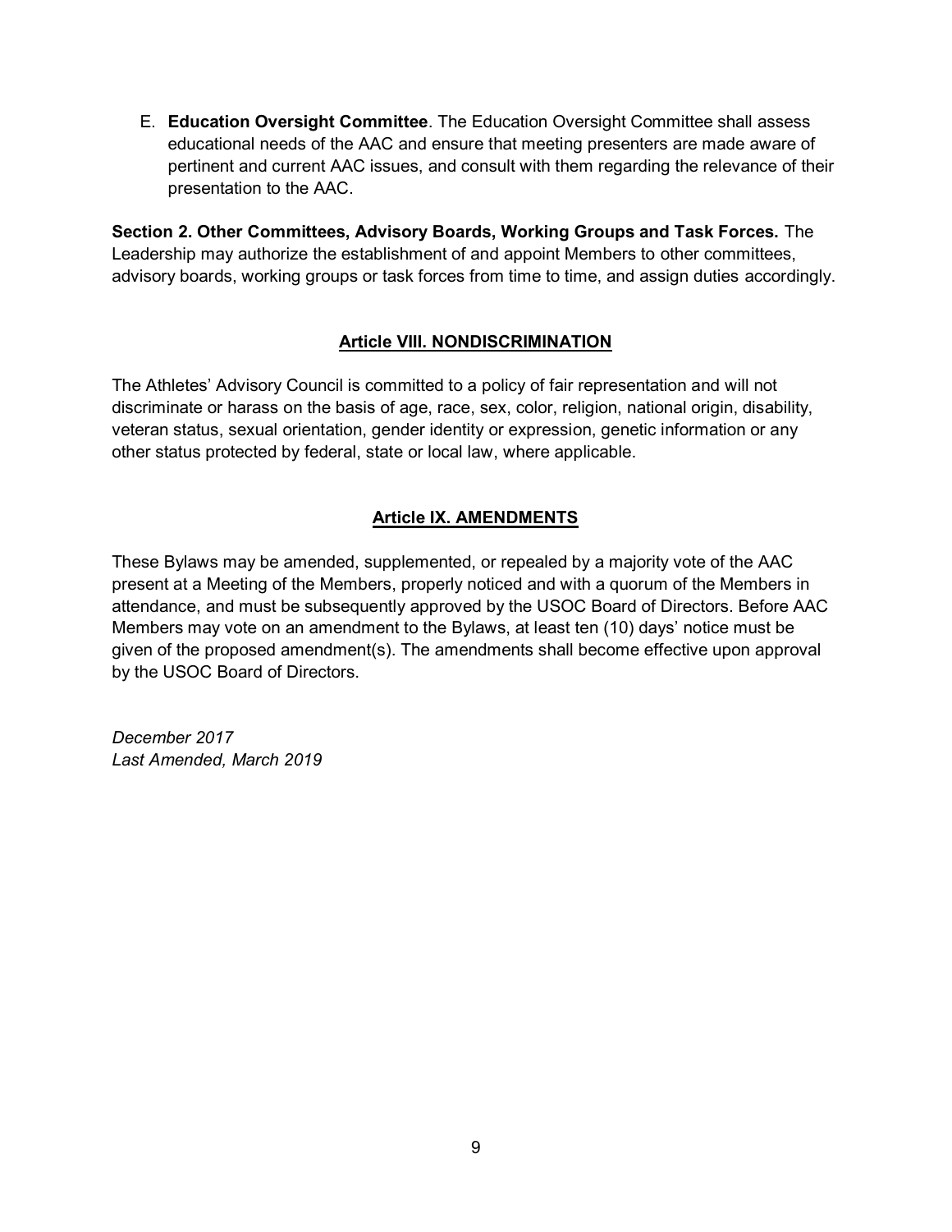E. **Education Oversight Committee**. The Education Oversight Committee shall assess educational needs of the AAC and ensure that meeting presenters are made aware of pertinent and current AAC issues, and consult with them regarding the relevance of their presentation to the AAC.

**Section 2. Other Committees, Advisory Boards, Working Groups and Task Forces.** The Leadership may authorize the establishment of and appoint Members to other committees, advisory boards, working groups or task forces from time to time, and assign duties accordingly.

## Article VIII. NONDISCRIMINATION

The Athletes' Advisory Council is committed to a policy of fair representation and will not discriminate or harass on the basis of age, race, sex, color, religion, national origin, disability, veteran status, sexual orientation, gender identity or expression, genetic information or any other status protected by federal, state or local law, where applicable.

## Article IX. AMENDMENTS

These Bylaws may be amended, supplemented, or repealed by a majority vote of the AAC present at a Meeting of the Members, properly noticed and with a quorum of the Members in attendance, and must be subsequently approved by the USOC Board of Directors. Before AAC Members may vote on an amendment to the Bylaws, at least ten (10) days' notice must be given of the proposed amendment(s). The amendments shall become effective upon approval by the USOC Board of Directors.

*December 2017*
*Last Amended, March 2019*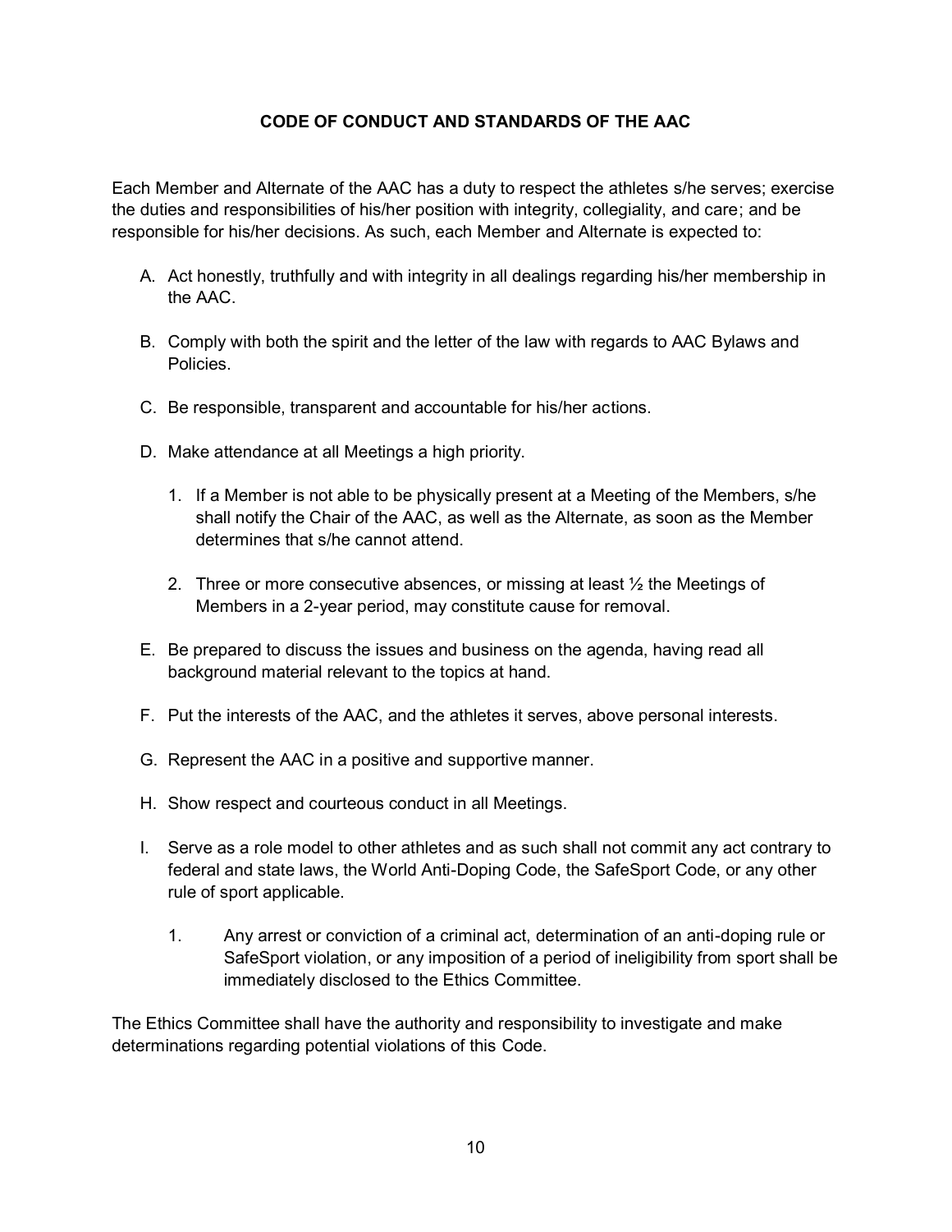## CODE OF CONDUCT AND STANDARDS OF THE AAC

Each Member and Alternate of the AAC has a duty to respect the athletes s/he serves; exercise the duties and responsibilities of his/her position with integrity, collegiality, and care; and be responsible for his/her decisions. As such, each Member and Alternate is expected to:

A. Act honestly, truthfully and with integrity in all dealings regarding his/her membership in the AAC.

B. Comply with both the spirit and the letter of the law with regards to AAC Bylaws and Policies.

C. Be responsible, transparent and accountable for his/her actions.

D. Make attendance at all Meetings a high priority.

   1. If a Member is not able to be physically present at a Meeting of the Members, s/he shall notify the Chair of the AAC, as well as the Alternate, as soon as the Member determines that s/he cannot attend.

   2. Three or more consecutive absences, or missing at least ½ the Meetings of Members in a 2-year period, may constitute cause for removal.

E. Be prepared to discuss the issues and business on the agenda, having read all background material relevant to the topics at hand.

F. Put the interests of the AAC, and the athletes it serves, above personal interests.

G. Represent the AAC in a positive and supportive manner.

H. Show respect and courteous conduct in all Meetings.

I. Serve as a role model to other athletes and as such shall not commit any act contrary to federal and state laws, the World Anti-Doping Code, the SafeSport Code, or any other rule of sport applicable.

   1. Any arrest or conviction of a criminal act, determination of an anti-doping rule or SafeSport violation, or any imposition of a period of ineligibility from sport shall be immediately disclosed to the Ethics Committee.

The Ethics Committee shall have the authority and responsibility to investigate and make determinations regarding potential violations of this Code.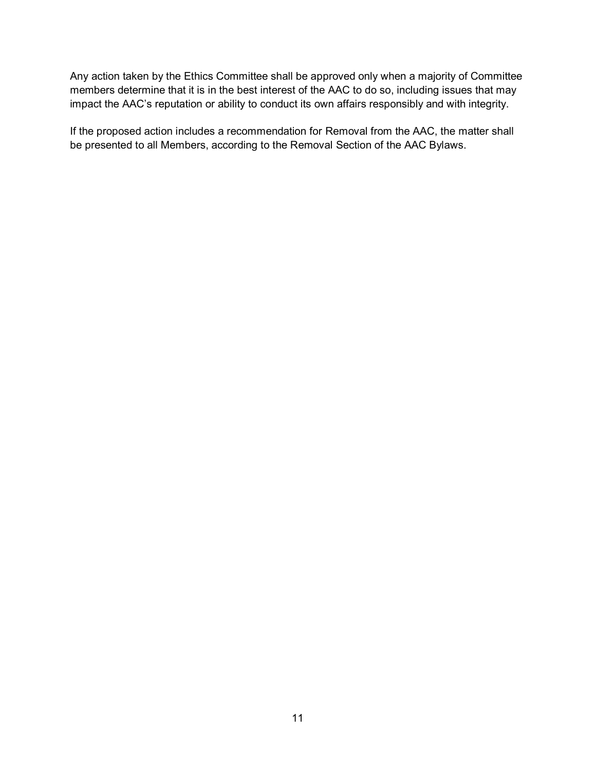Any action taken by the Ethics Committee shall be approved only when a majority of Committee members determine that it is in the best interest of the AAC to do so, including issues that may impact the AAC's reputation or ability to conduct its own affairs responsibly and with integrity.

If the proposed action includes a recommendation for Removal from the AAC, the matter shall be presented to all Members, according to the Removal Section of the AAC Bylaws.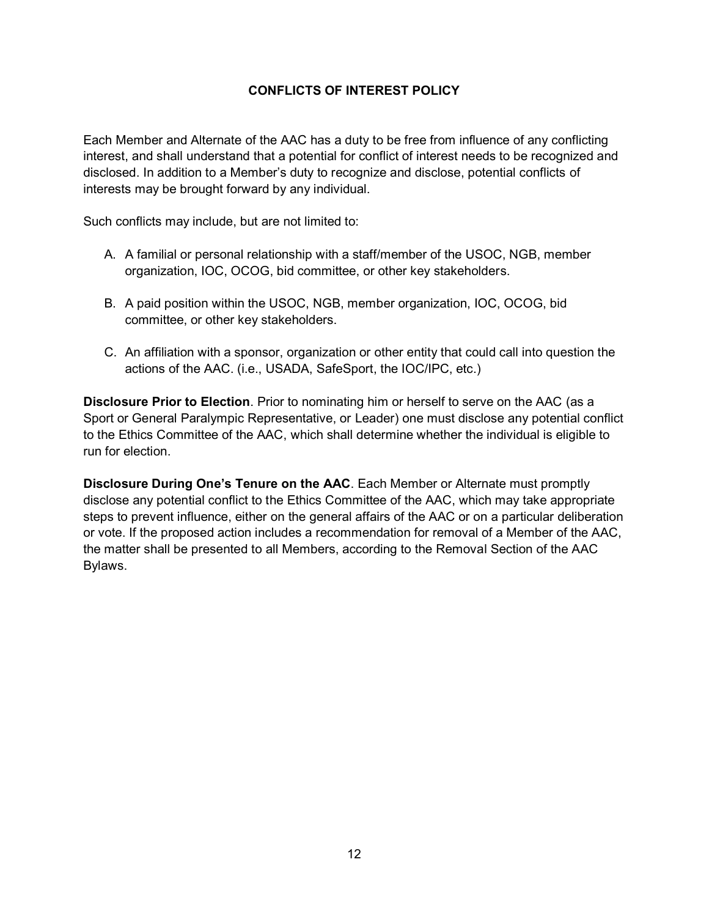## CONFLICTS OF INTEREST POLICY

Each Member and Alternate of the AAC has a duty to be free from influence of any conflicting interest, and shall understand that a potential for conflict of interest needs to be recognized and disclosed. In addition to a Member's duty to recognize and disclose, potential conflicts of interests may be brought forward by any individual.

Such conflicts may include, but are not limited to:

A. A familial or personal relationship with a staff/member of the USOC, NGB, member organization, IOC, OCOG, bid committee, or other key stakeholders.

B. A paid position within the USOC, NGB, member organization, IOC, OCOG, bid committee, or other key stakeholders.

C. An affiliation with a sponsor, organization or other entity that could call into question the actions of the AAC. (i.e., USADA, SafeSport, the IOC/IPC, etc.)

**Disclosure Prior to Election**. Prior to nominating him or herself to serve on the AAC (as a Sport or General Paralympic Representative, or Leader) one must disclose any potential conflict to the Ethics Committee of the AAC, which shall determine whether the individual is eligible to run for election.

**Disclosure During One's Tenure on the AAC**. Each Member or Alternate must promptly disclose any potential conflict to the Ethics Committee of the AAC, which may take appropriate steps to prevent influence, either on the general affairs of the AAC or on a particular deliberation or vote. If the proposed action includes a recommendation for removal of a Member of the AAC, the matter shall be presented to all Members, according to the Removal Section of the AAC Bylaws.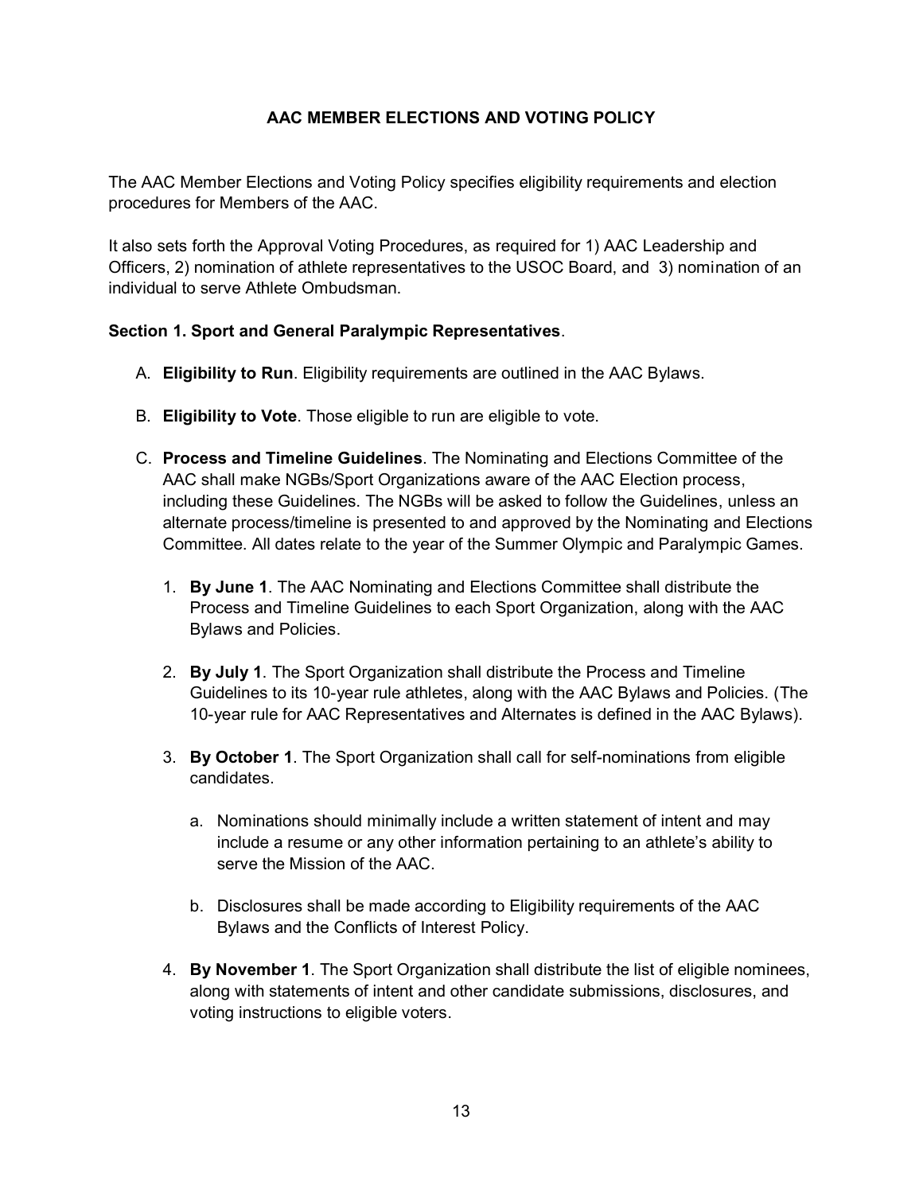## AAC MEMBER ELECTIONS AND VOTING POLICY

The AAC Member Elections and Voting Policy specifies eligibility requirements and election procedures for Members of the AAC.

It also sets forth the Approval Voting Procedures, as required for 1) AAC Leadership and Officers, 2) nomination of athlete representatives to the USOC Board, and 3) nomination of an individual to serve Athlete Ombudsman.

**Section 1. Sport and General Paralympic Representatives**.

A. **Eligibility to Run**. Eligibility requirements are outlined in the AAC Bylaws.

B. **Eligibility to Vote**. Those eligible to run are eligible to vote.

C. **Process and Timeline Guidelines**. The Nominating and Elections Committee of the AAC shall make NGBs/Sport Organizations aware of the AAC Election process, including these Guidelines. The NGBs will be asked to follow the Guidelines, unless an alternate process/timeline is presented to and approved by the Nominating and Elections Committee. All dates relate to the year of the Summer Olympic and Paralympic Games.

   1. **By June 1**. The AAC Nominating and Elections Committee shall distribute the Process and Timeline Guidelines to each Sport Organization, along with the AAC Bylaws and Policies.

   2. **By July 1**. The Sport Organization shall distribute the Process and Timeline Guidelines to its 10-year rule athletes, along with the AAC Bylaws and Policies. (The 10-year rule for AAC Representatives and Alternates is defined in the AAC Bylaws).

   3. **By October 1**. The Sport Organization shall call for self-nominations from eligible candidates.

      a. Nominations should minimally include a written statement of intent and may include a resume or any other information pertaining to an athlete's ability to serve the Mission of the AAC.

      b. Disclosures shall be made according to Eligibility requirements of the AAC Bylaws and the Conflicts of Interest Policy.

   4. **By November 1**. The Sport Organization shall distribute the list of eligible nominees, along with statements of intent and other candidate submissions, disclosures, and voting instructions to eligible voters.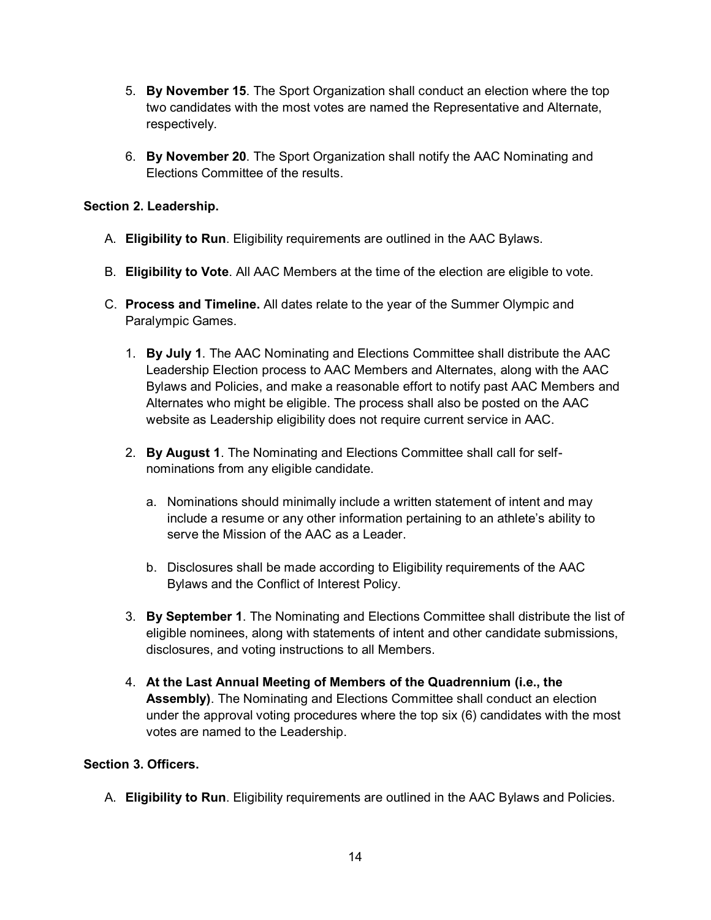5. **By November 15**. The Sport Organization shall conduct an election where the top two candidates with the most votes are named the Representative and Alternate, respectively.

6. **By November 20**. The Sport Organization shall notify the AAC Nominating and Elections Committee of the results.

**Section 2. Leadership.**

A. **Eligibility to Run**. Eligibility requirements are outlined in the AAC Bylaws.

B. **Eligibility to Vote**. All AAC Members at the time of the election are eligible to vote.

C. **Process and Timeline.** All dates relate to the year of the Summer Olympic and Paralympic Games.

   1. **By July 1**. The AAC Nominating and Elections Committee shall distribute the AAC Leadership Election process to AAC Members and Alternates, along with the AAC Bylaws and Policies, and make a reasonable effort to notify past AAC Members and Alternates who might be eligible. The process shall also be posted on the AAC website as Leadership eligibility does not require current service in AAC.

   2. **By August 1**. The Nominating and Elections Committee shall call for self-nominations from any eligible candidate.

      a. Nominations should minimally include a written statement of intent and may include a resume or any other information pertaining to an athlete's ability to serve the Mission of the AAC as a Leader.

      b. Disclosures shall be made according to Eligibility requirements of the AAC Bylaws and the Conflict of Interest Policy.

   3. **By September 1**. The Nominating and Elections Committee shall distribute the list of eligible nominees, along with statements of intent and other candidate submissions, disclosures, and voting instructions to all Members.

   4. **At the Last Annual Meeting of Members of the Quadrennium (i.e., the Assembly)**. The Nominating and Elections Committee shall conduct an election under the approval voting procedures where the top six (6) candidates with the most votes are named to the Leadership.

**Section 3. Officers.**

A. **Eligibility to Run**. Eligibility requirements are outlined in the AAC Bylaws and Policies.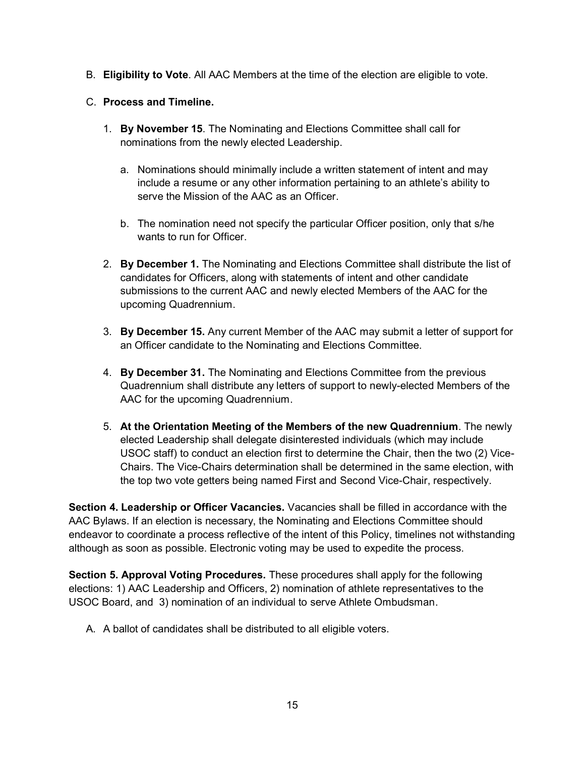B. **Eligibility to Vote**. All AAC Members at the time of the election are eligible to vote.

C. **Process and Timeline.**

1. **By November 15**. The Nominating and Elections Committee shall call for nominations from the newly elected Leadership.

    a. Nominations should minimally include a written statement of intent and may include a resume or any other information pertaining to an athlete's ability to serve the Mission of the AAC as an Officer.

    b. The nomination need not specify the particular Officer position, only that s/he wants to run for Officer.

2. **By December 1.** The Nominating and Elections Committee shall distribute the list of candidates for Officers, along with statements of intent and other candidate submissions to the current AAC and newly elected Members of the AAC for the upcoming Quadrennium.

3. **By December 15.** Any current Member of the AAC may submit a letter of support for an Officer candidate to the Nominating and Elections Committee.

4. **By December 31.** The Nominating and Elections Committee from the previous Quadrennium shall distribute any letters of support to newly-elected Members of the AAC for the upcoming Quadrennium.

5. **At the Orientation Meeting of the Members of the new Quadrennium**. The newly elected Leadership shall delegate disinterested individuals (which may include USOC staff) to conduct an election first to determine the Chair, then the two (2) Vice-Chairs. The Vice-Chairs determination shall be determined in the same election, with the top two vote getters being named First and Second Vice-Chair, respectively.

**Section 4. Leadership or Officer Vacancies.** Vacancies shall be filled in accordance with the AAC Bylaws. If an election is necessary, the Nominating and Elections Committee should endeavor to coordinate a process reflective of the intent of this Policy, timelines not withstanding although as soon as possible. Electronic voting may be used to expedite the process.

**Section 5. Approval Voting Procedures.** These procedures shall apply for the following elections: 1) AAC Leadership and Officers, 2) nomination of athlete representatives to the USOC Board, and 3) nomination of an individual to serve Athlete Ombudsman.

A. A ballot of candidates shall be distributed to all eligible voters.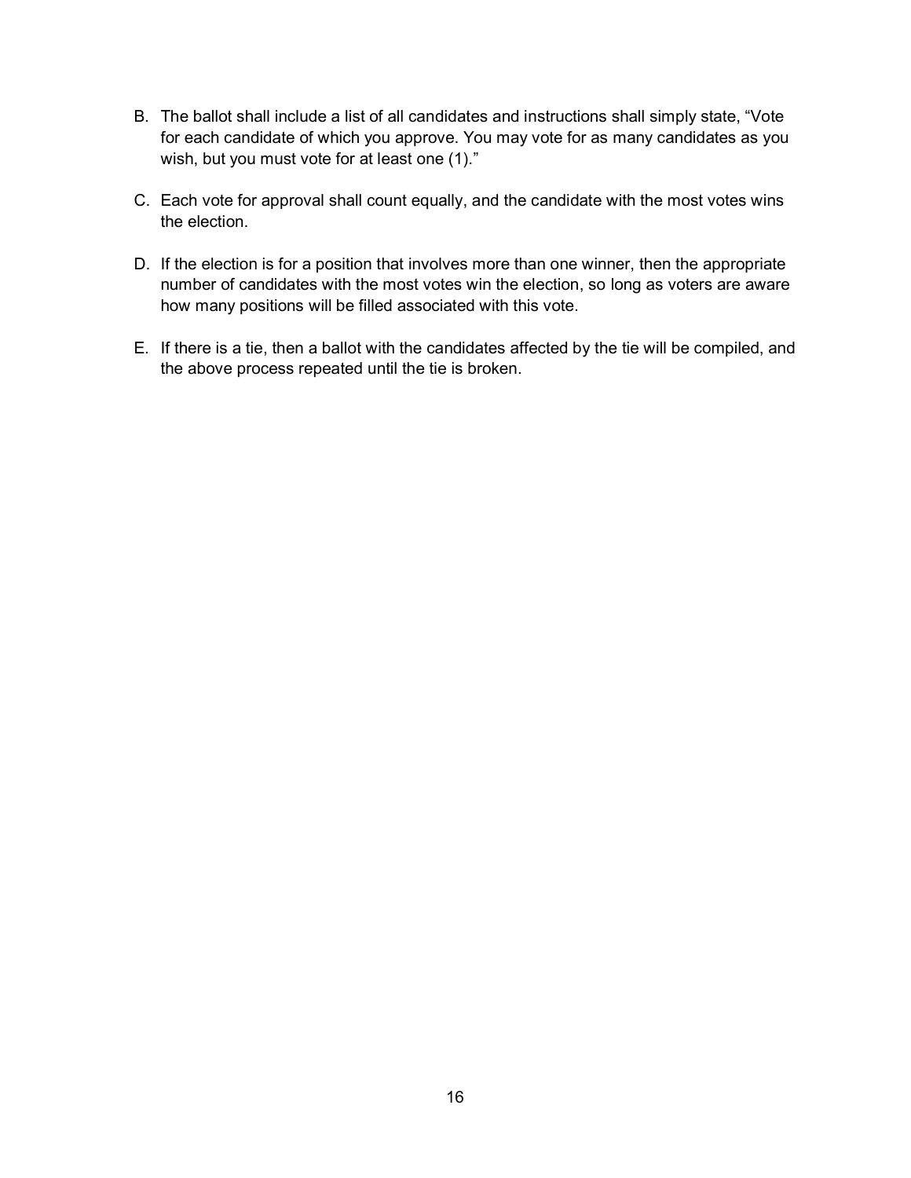B. The ballot shall include a list of all candidates and instructions shall simply state, "Vote for each candidate of which you approve. You may vote for as many candidates as you wish, but you must vote for at least one (1)."

C. Each vote for approval shall count equally, and the candidate with the most votes wins the election.

D. If the election is for a position that involves more than one winner, then the appropriate number of candidates with the most votes win the election, so long as voters are aware how many positions will be filled associated with this vote.

E. If there is a tie, then a ballot with the candidates affected by the tie will be compiled, and the above process repeated until the tie is broken.